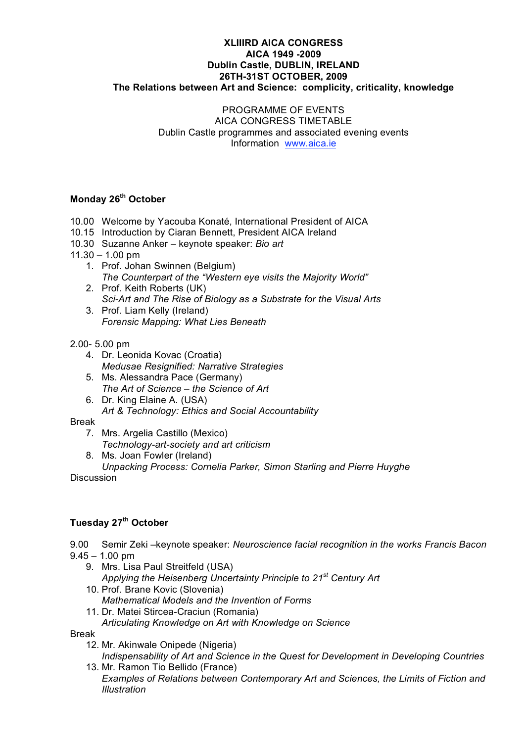**XLIIIRD AICA CONGRESS**
**AICA 1949 -2009**
**Dublin Castle, DUBLIN, IRELAND**
**26TH-31ST OCTOBER, 2009**
**The Relations between Art and Science: complicity, criticality, knowledge**

PROGRAMME OF EVENTS
AICA CONGRESS TIMETABLE
Dublin Castle programmes and associated evening events
Information [www.aica.ie](http://www.aica.ie)

## Monday 26th October

10.00 Welcome by Yacouba Konaté, International President of AICA
10.15 Introduction by Ciaran Bennett, President AICA Ireland
10.30 Suzanne Anker – keynote speaker: *Bio art*
11.30 – 1.00 pm

1. Prof. Johan Swinnen (Belgium)
   *The Counterpart of the "Western eye visits the Majority World"*
2. Prof. Keith Roberts (UK)
   *Sci-Art and The Rise of Biology as a Substrate for the Visual Arts*
3. Prof. Liam Kelly (Ireland)
   *Forensic Mapping: What Lies Beneath*

2.00- 5.00 pm

4. Dr. Leonida Kovac (Croatia)
   *Medusae Resignified: Narrative Strategies*
5. Ms. Alessandra Pace (Germany)
   *The Art of Science – the Science of Art*
6. Dr. King Elaine A. (USA)
   *Art & Technology: Ethics and Social Accountability*

Break

7. Mrs. Argelia Castillo (Mexico)
   *Technology-art-society and art criticism*
8. Ms. Joan Fowler (Ireland)
   *Unpacking Process: Cornelia Parker, Simon Starling and Pierre Huyghe*

Discussion

## Tuesday 27th October

9.00 Semir Zeki –keynote speaker: *Neuroscience facial recognition in the works Francis Bacon*
9.45 – 1.00 pm

9. Mrs. Lisa Paul Streitfeld (USA)
   *Applying the Heisenberg Uncertainty Principle to 21st Century Art*
10. Prof. Brane Kovic (Slovenia)
    *Mathematical Models and the Invention of Forms*
11. Dr. Matei Stircea-Craciun (Romania)
    *Articulating Knowledge on Art with Knowledge on Science*

Break

12. Mr. Akinwale Onipede (Nigeria)
    *Indispensability of Art and Science in the Quest for Development in Developing Countries*
13. Mr. Ramon Tio Bellido (France)
    *Examples of Relations between Contemporary Art and Sciences, the Limits of Fiction and Illustration*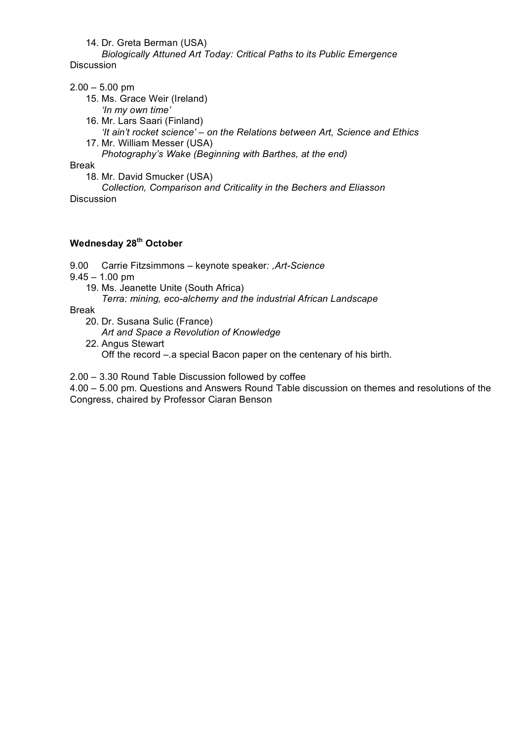14. Dr. Greta Berman (USA)
    *Biologically Attuned Art Today: Critical Paths to its Public Emergence*

Discussion

2.00 – 5.00 pm

15. Ms. Grace Weir (Ireland)
    *'In my own time'*
16. Mr. Lars Saari (Finland)
    *'It ain't rocket science' – on the Relations between Art, Science and Ethics*
17. Mr. William Messer (USA)
    *Photography's Wake (Beginning with Barthes, at the end)*

Break

18. Mr. David Smucker (USA)
    *Collection, Comparison and Criticality in the Bechers and Eliasson*

Discussion

### Wednesday 28th October

9.00 Carrie Fitzsimmons – keynote speaker*: ,Art-Science*

9.45 – 1.00 pm

19. Ms. Jeanette Unite (South Africa)
    *Terra: mining, eco-alchemy and the industrial African Landscape*

Break

20. Dr. Susana Sulic (France)
    *Art and Space a Revolution of Knowledge*
22. Angus Stewart
    Off the record –.a special Bacon paper on the centenary of his birth.

2.00 – 3.30 Round Table Discussion followed by coffee

4.00 – 5.00 pm. Questions and Answers Round Table discussion on themes and resolutions of the Congress, chaired by Professor Ciaran Benson